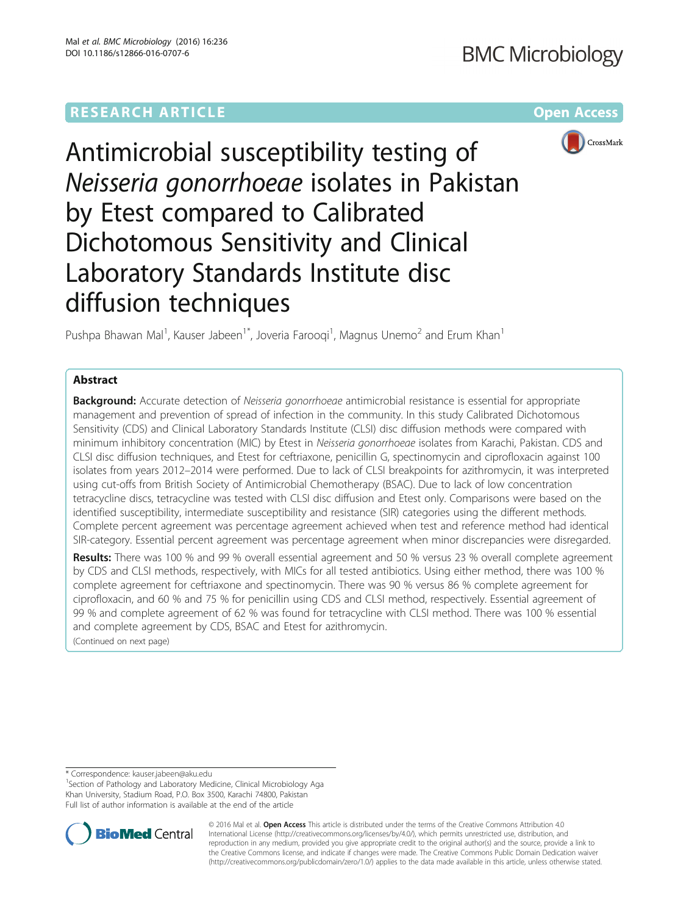# Antimicrobial susceptibility testing of *Neisseria gonorrhoeae* isolates in Pakistan by Etest compared to Calibrated Dichotomous Sensitivity and Clinical Laboratory Standards Institute disc diffusion techniques

Pushpa Bhawan Mal[1], Kauser Jabeen[1*], Joveria Farooqi[1], Magnus Unemo[2] and Erum Khan[1]

## Abstract

**Background:** Accurate detection of *Neisseria gonorrhoeae* antimicrobial resistance is essential for appropriate management and prevention of spread of infection in the community. In this study Calibrated Dichotomous Sensitivity (CDS) and Clinical Laboratory Standards Institute (CLSI) disc diffusion methods were compared with minimum inhibitory concentration (MIC) by Etest in *Neisseria gonorrhoeae* isolates from Karachi, Pakistan. CDS and CLSI disc diffusion techniques, and Etest for ceftriaxone, penicillin G, spectinomycin and ciprofloxacin against 100 isolates from years 2012–2014 were performed. Due to lack of CLSI breakpoints for azithromycin, it was interpreted using cut-offs from British Society of Antimicrobial Chemotherapy (BSAC). Due to lack of low concentration tetracycline discs, tetracycline was tested with CLSI disc diffusion and Etest only. Comparisons were based on the identified susceptibility, intermediate susceptibility and resistance (SIR) categories using the different methods. Complete percent agreement was percentage agreement achieved when test and reference method had identical SIR-category. Essential percent agreement was percentage agreement when minor discrepancies were disregarded.

**Results:** There was 100 % and 99 % overall essential agreement and 50 % versus 23 % overall complete agreement by CDS and CLSI methods, respectively, with MICs for all tested antibiotics. Using either method, there was 100 % complete agreement for ceftriaxone and spectinomycin. There was 90 % versus 86 % complete agreement for ciprofloxacin, and 60 % and 75 % for penicillin using CDS and CLSI method, respectively. Essential agreement of 99 % and complete agreement of 62 % was found for tetracycline with CLSI method. There was 100 % essential and complete agreement by CDS, BSAC and Etest for azithromycin.

(Continued on next page)

---

* Correspondence: kauser.jabeen@aku.edu

[1]Section of Pathology and Laboratory Medicine, Clinical Microbiology Aga Khan University, Stadium Road, P.O. Box 3500, Karachi 74800, Pakistan

Full list of author information is available at the end of the article

© 2016 Mal et al. **Open Access** This article is distributed under the terms of the Creative Commons Attribution 4.0 International License (http://creativecommons.org/licenses/by/4.0/), which permits unrestricted use, distribution, and reproduction in any medium, provided you give appropriate credit to the original author(s) and the source, provide a link to the Creative Commons license, and indicate if changes were made. The Creative Commons Public Domain Dedication waiver (http://creativecommons.org/publicdomain/zero/1.0/) applies to the data made available in this article, unless otherwise stated.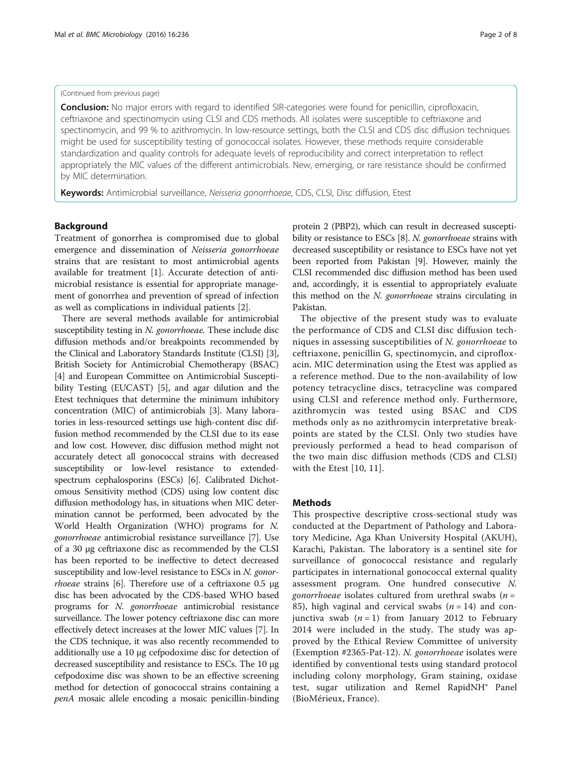(Continued from previous page)

**Conclusion:** No major errors with regard to identified SIR-categories were found for penicillin, ciprofloxacin, ceftriaxone and spectinomycin using CLSI and CDS methods. All isolates were susceptible to ceftriaxone and spectinomycin, and 99 % to azithromycin. In low-resource settings, both the CLSI and CDS disc diffusion techniques might be used for susceptibility testing of gonococcal isolates. However, these methods require considerable standardization and quality controls for adequate levels of reproducibility and correct interpretation to reflect appropriately the MIC values of the different antimicrobials. New, emerging, or rare resistance should be confirmed by MIC determination.

**Keywords:** Antimicrobial surveillance, *Neisseria gonorrhoeae*, CDS, CLSI, Disc diffusion, Etest

## Background

Treatment of gonorrhea is compromised due to global emergence and dissemination of *Neisseria gonorrhoeae* strains that are resistant to most antimicrobial agents available for treatment [1]. Accurate detection of antimicrobial resistance is essential for appropriate management of gonorrhea and prevention of spread of infection as well as complications in individual patients [2].

There are several methods available for antimicrobial susceptibility testing in *N. gonorrhoeae*. These include disc diffusion methods and/or breakpoints recommended by the Clinical and Laboratory Standards Institute (CLSI) [3], British Society for Antimicrobial Chemotherapy (BSAC) [4] and European Committee on Antimicrobial Susceptibility Testing (EUCAST) [5], and agar dilution and the Etest techniques that determine the minimum inhibitory concentration (MIC) of antimicrobials [3]. Many laboratories in less-resourced settings use high-content disc diffusion method recommended by the CLSI due to its ease and low cost. However, disc diffusion method might not accurately detect all gonococcal strains with decreased susceptibility or low-level resistance to extended-spectrum cephalosporins (ESCs) [6]. Calibrated Dichotomous Sensitivity method (CDS) using low content disc diffusion methodology has, in situations when MIC determination cannot be performed, been advocated by the World Health Organization (WHO) programs for *N. gonorrhoeae* antimicrobial resistance surveillance [7]. Use of a 30 μg ceftriaxone disc as recommended by the CLSI has been reported to be ineffective to detect decreased susceptibility and low-level resistance to ESCs in *N. gonorrhoeae* strains [6]. Therefore use of a ceftriaxone 0.5 μg disc has been advocated by the CDS-based WHO based programs for *N. gonorrhoeae* antimicrobial resistance surveillance. The lower potency ceftriaxone disc can more effectively detect increases at the lower MIC values [7]. In the CDS technique, it was also recently recommended to additionally use a 10 μg cefpodoxime disc for detection of decreased susceptibility and resistance to ESCs. The 10 μg cefpodoxime disc was shown to be an effective screening method for detection of gonococcal strains containing a *penA* mosaic allele encoding a mosaic penicillin-binding protein 2 (PBP2), which can result in decreased susceptibility or resistance to ESCs [8]. *N. gonorrhoeae* strains with decreased susceptibility or resistance to ESCs have not yet been reported from Pakistan [9]. However, mainly the CLSI recommended disc diffusion method has been used and, accordingly, it is essential to appropriately evaluate this method on the *N. gonorrhoeae* strains circulating in Pakistan.

The objective of the present study was to evaluate the performance of CDS and CLSI disc diffusion techniques in assessing susceptibilities of *N. gonorrhoeae* to ceftriaxone, penicillin G, spectinomycin, and ciprofloxacin. MIC determination using the Etest was applied as a reference method. Due to the non-availability of low potency tetracycline discs, tetracycline was compared using CLSI and reference method only. Furthermore, azithromycin was tested using BSAC and CDS methods only as no azithromycin interpretative breakpoints are stated by the CLSI. Only two studies have previously performed a head to head comparison of the two main disc diffusion methods (CDS and CLSI) with the Etest [10, 11].

## Methods

This prospective descriptive cross-sectional study was conducted at the Department of Pathology and Laboratory Medicine, Aga Khan University Hospital (AKUH), Karachi, Pakistan. The laboratory is a sentinel site for surveillance of gonococcal resistance and regularly participates in international gonococcal external quality assessment program. One hundred consecutive *N. gonorrhoeae* isolates cultured from urethral swabs ($n$ = 85), high vaginal and cervical swabs ($n$ = 14) and conjunctiva swab ($n$ = 1) from January 2012 to February 2014 were included in the study. The study was approved by the Ethical Review Committee of university (Exemption #2365-Pat-12). *N. gonorrhoeae* isolates were identified by conventional tests using standard protocol including colony morphology, Gram staining, oxidase test, sugar utilization and Remel RapidNH® Panel (BioMérieux, France).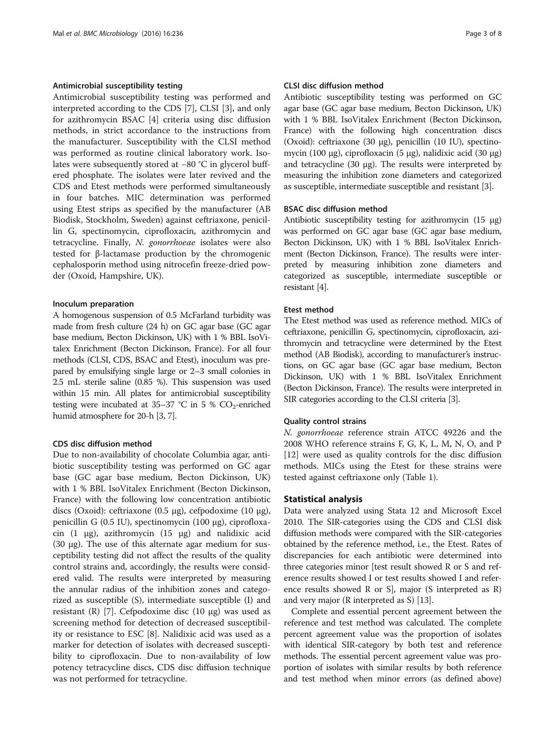#### Antimicrobial susceptibility testing

Antimicrobial susceptibility testing was performed and interpreted according to the CDS [7], CLSI [3], and only for azithromycin BSAC [4] criteria using disc diffusion methods, in strict accordance to the instructions from the manufacturer. Susceptibility with the CLSI method was performed as routine clinical laboratory work. Isolates were subsequently stored at −80 °C in glycerol buffered phosphate. The isolates were later revived and the CDS and Etest methods were performed simultaneously in four batches. MIC determination was performed using Etest strips as specified by the manufacturer (AB Biodisk, Stockholm, Sweden) against ceftriaxone, penicillin G, spectinomycin, ciprofloxacin, azithromycin and tetracycline. Finally, *N. gonorrhoeae* isolates were also tested for β-lactamase production by the chromogenic cephalosporin method using nitrocefin freeze-dried powder (Oxoid, Hampshire, UK).

#### Inoculum preparation

A homogenous suspension of 0.5 McFarland turbidity was made from fresh culture (24 h) on GC agar base (GC agar base medium, Becton Dickinson, UK) with 1 % BBL IsoVitalex Enrichment (Becton Dickinson, France). For all four methods (CLSI, CDS, BSAC and Etest), inoculum was prepared by emulsifying single large or 2–3 small colonies in 2.5 mL sterile saline (0.85 %). This suspension was used within 15 min. All plates for antimicrobial susceptibility testing were incubated at 35–37 °C in 5 % $CO_2$-enriched humid atmosphere for 20-h [3, 7].

#### CDS disc diffusion method

Due to non-availability of chocolate Columbia agar, antibiotic susceptibility testing was performed on GC agar base (GC agar base medium, Becton Dickinson, UK) with 1 % BBL IsoVitalex Enrichment (Becton Dickinson, France) with the following low concentration antibiotic discs (Oxoid): ceftriaxone (0.5 μg), cefpodoxime (10 μg), penicillin G (0.5 IU), spectinomycin (100 μg), ciprofloxacin (1 μg), azithromycin (15 μg) and nalidixic acid (30 μg). The use of this alternate agar medium for susceptibility testing did not affect the results of the quality control strains and, accordingly, the results were considered valid. The results were interpreted by measuring the annular radius of the inhibition zones and categorized as susceptible (S), intermediate susceptible (I) and resistant (R) [7]. Cefpodoxime disc (10 μg) was used as screening method for detection of decreased susceptibility or resistance to ESC [8]. Nalidixic acid was used as a marker for detection of isolates with decreased susceptibility to ciprofloxacin. Due to non-availability of low potency tetracycline discs, CDS disc diffusion technique was not performed for tetracycline.

#### CLSI disc diffusion method

Antibiotic susceptibility testing was performed on GC agar base (GC agar base medium, Becton Dickinson, UK) with 1 % BBL IsoVitalex Enrichment (Becton Dickinson, France) with the following high concentration discs (Oxoid): ceftriaxone (30 μg), penicillin (10 IU), spectinomycin (100 μg), ciprofloxacin (5 μg), nalidixic acid (30 μg) and tetracycline (30 μg). The results were interpreted by measuring the inhibition zone diameters and categorized as susceptible, intermediate susceptible and resistant [3].

#### BSAC disc diffusion method

Antibiotic susceptibility testing for azithromycin (15 μg) was performed on GC agar base (GC agar base medium, Becton Dickinson, UK) with 1 % BBL IsoVitalex Enrichment (Becton Dickinson, France). The results were interpreted by measuring inhibition zone diameters and categorized as susceptible, intermediate susceptible or resistant [4].

#### Etest method

The Etest method was used as reference method. MICs of ceftriaxone, penicillin G, spectinomycin, ciprofloxacin, azithromycin and tetracycline were determined by the Etest method (AB Biodisk), according to manufacturer's instructions, on GC agar base (GC agar base medium, Becton Dickinson, UK) with 1 % BBL IsoVitalex Enrichment (Becton Dickinson, France). The results were interpreted in SIR categories according to the CLSI criteria [3].

#### Quality control strains

*N. gonorrhoeae* reference strain ATCC 49226 and the 2008 WHO reference strains F, G, K, L, M, N, O, and P [12] were used as quality controls for the disc diffusion methods. MICs using the Etest for these strains were tested against ceftriaxone only (Table 1).

### Statistical analysis

Data were analyzed using Stata 12 and Microsoft Excel 2010. The SIR-categories using the CDS and CLSI disk diffusion methods were compared with the SIR-categories obtained by the reference method, i.e., the Etest. Rates of discrepancies for each antibiotic were determined into three categories minor [test result showed R or S and reference results showed I or test results showed I and reference results showed R or S], major (S interpreted as R) and very major (R interpreted as S) [13].

Complete and essential percent agreement between the reference and test method was calculated. The complete percent agreement value was the proportion of isolates with identical SIR-category by both test and reference methods. The essential percent agreement value was proportion of isolates with similar results by both reference and test method when minor errors (as defined above)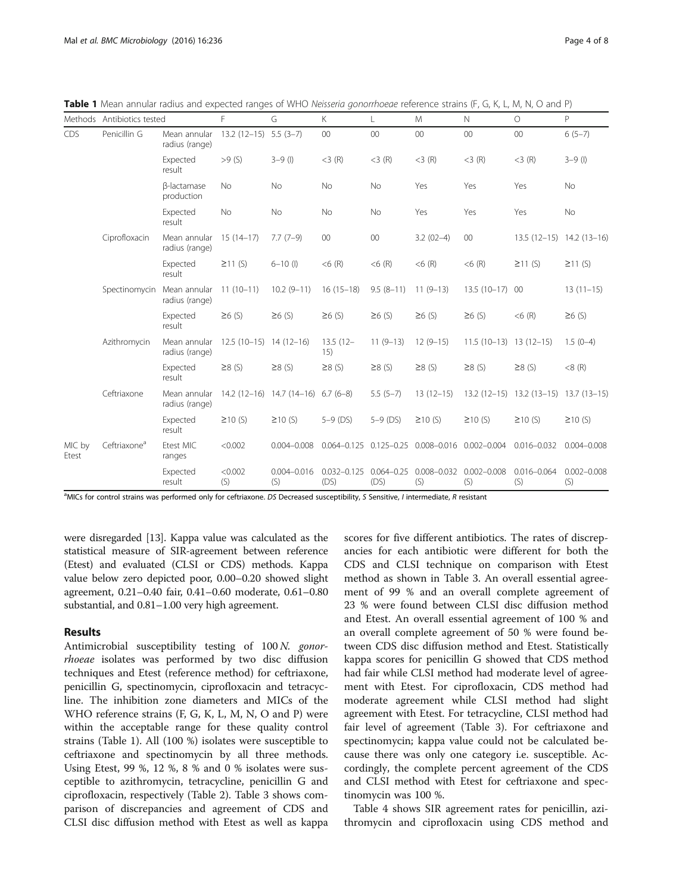**Table 1** Mean annular radius and expected ranges of WHO *Neisseria gonorrhoeae* reference strains (F, G, K, L, M, N, O and P)

| Methods | Antibiotics tested | | F | G | K | L | M | N | O | P |
|---|---|---|---|---|---|---|---|---|---|---|
| CDS | Penicillin G | Mean annular radius (range) | 13.2 (12–15) | 5.5 (3–7) | 00 | 00 | 00 | 00 | 00 | 6 (5–7) |
| | | Expected result | >9 (S) | 3–9 (I) | <3 (R) | <3 (R) | <3 (R) | <3 (R) | <3 (R) | 3–9 (I) |
| | | β-lactamase production | No | No | No | No | Yes | Yes | Yes | No |
| | | Expected result | No | No | No | No | Yes | Yes | Yes | No |
| | Ciprofloxacin | Mean annular radius (range) | 15 (14–17) | 7.7 (7–9) | 00 | 00 | 3.2 (02–4) | 00 | 13.5 (12–15) | 14.2 (13–16) |
| | | Expected result | ≥11 (S) | 6–10 (I) | <6 (R) | <6 (R) | <6 (R) | <6 (R) | ≥11 (S) | ≥11 (S) |
| | Spectinomycin | Mean annular radius (range) | 11 (10–11) | 10.2 (9–11) | 16 (15–18) | 9.5 (8–11) | 11 (9–13) | 13.5 (10–17) | 00 | 13 (11–15) |
| | | Expected result | ≥6 (S) | ≥6 (S) | ≥6 (S) | ≥6 (S) | ≥6 (S) | ≥6 (S) | <6 (R) | ≥6 (S) |
| | Azithromycin | Mean annular radius (range) | 12.5 (10–15) | 14 (12–16) | 13.5 (12–15) | 11 (9–13) | 12 (9–15) | 11.5 (10–13) | 13 (12–15) | 1.5 (0–4) |
| | | Expected result | ≥8 (S) | ≥8 (S) | ≥8 (S) | ≥8 (S) | ≥8 (S) | ≥8 (S) | ≥8 (S) | <8 (R) |
| | Ceftriaxone | Mean annular radius (range) | 14.2 (12–16) | 14.7 (14–16) | 6.7 (6–8) | 5.5 (5–7) | 13 (12–15) | 13.2 (12–15) | 13.2 (13–15) | 13.7 (13–15) |
| | | Expected result | ≥10 (S) | ≥10 (S) | 5–9 (DS) | 5–9 (DS) | ≥10 (S) | ≥10 (S) | ≥10 (S) | ≥10 (S) |
| MIC by Etest | Ceftriaxone[a] | Etest MIC ranges | <0.002 | 0.004–0.008 | 0.064–0.125 | 0.125–0.25 | 0.008–0.016 | 0.002–0.004 | 0.016–0.032 | 0.004–0.008 |
| | | Expected result | <0.002 (S) | 0.004–0.016 (S) | 0.032–0.125 (DS) | 0.064–0.25 (DS) | 0.008–0.032 (S) | 0.002–0.008 (S) | 0.016–0.064 (S) | 0.002–0.008 (S) |

[a]MICs for control strains was performed only for ceftriaxone. *DS* Decreased susceptibility, *S* Sensitive, *I* intermediate, *R* resistant

were disregarded [13]. Kappa value was calculated as the statistical measure of SIR-agreement between reference (Etest) and evaluated (CLSI or CDS) methods. Kappa value below zero depicted poor, 0.00–0.20 showed slight agreement, 0.21–0.40 fair, 0.41–0.60 moderate, 0.61–0.80 substantial, and 0.81–1.00 very high agreement.

## Results

Antimicrobial susceptibility testing of 100 *N. gonorrhoeae* isolates was performed by two disc diffusion techniques and Etest (reference method) for ceftriaxone, penicillin G, spectinomycin, ciprofloxacin and tetracycline. The inhibition zone diameters and MICs of the WHO reference strains (F, G, K, L, M, N, O and P) were within the acceptable range for these quality control strains (Table 1). All (100 %) isolates were susceptible to ceftriaxone and spectinomycin by all three methods. Using Etest, 99 %, 12 %, 8 % and 0 % isolates were susceptible to azithromycin, tetracycline, penicillin G and ciprofloxacin, respectively (Table 2). Table 3 shows comparison of discrepancies and agreement of CDS and CLSI disc diffusion method with Etest as well as kappa scores for five different antibiotics. The rates of discrepancies for each antibiotic were different for both the CDS and CLSI technique on comparison with Etest method as shown in Table 3. An overall essential agreement of 99 % and an overall complete agreement of 23 % were found between CLSI disc diffusion method and Etest. An overall essential agreement of 100 % and an overall complete agreement of 50 % were found between CDS disc diffusion method and Etest. Statistically kappa scores for penicillin G showed that CDS method had fair while CLSI method had moderate level of agreement with Etest. For ciprofloxacin, CDS method had moderate agreement while CLSI method had slight agreement with Etest. For tetracycline, CLSI method had fair level of agreement (Table 3). For ceftriaxone and spectinomycin; kappa value could not be calculated because there was only one category i.e. susceptible. Accordingly, the complete percent agreement of the CDS and CLSI method with Etest for ceftriaxone and spectinomycin was 100 %.

Table 4 shows SIR agreement rates for penicillin, azithromycin and ciprofloxacin using CDS method and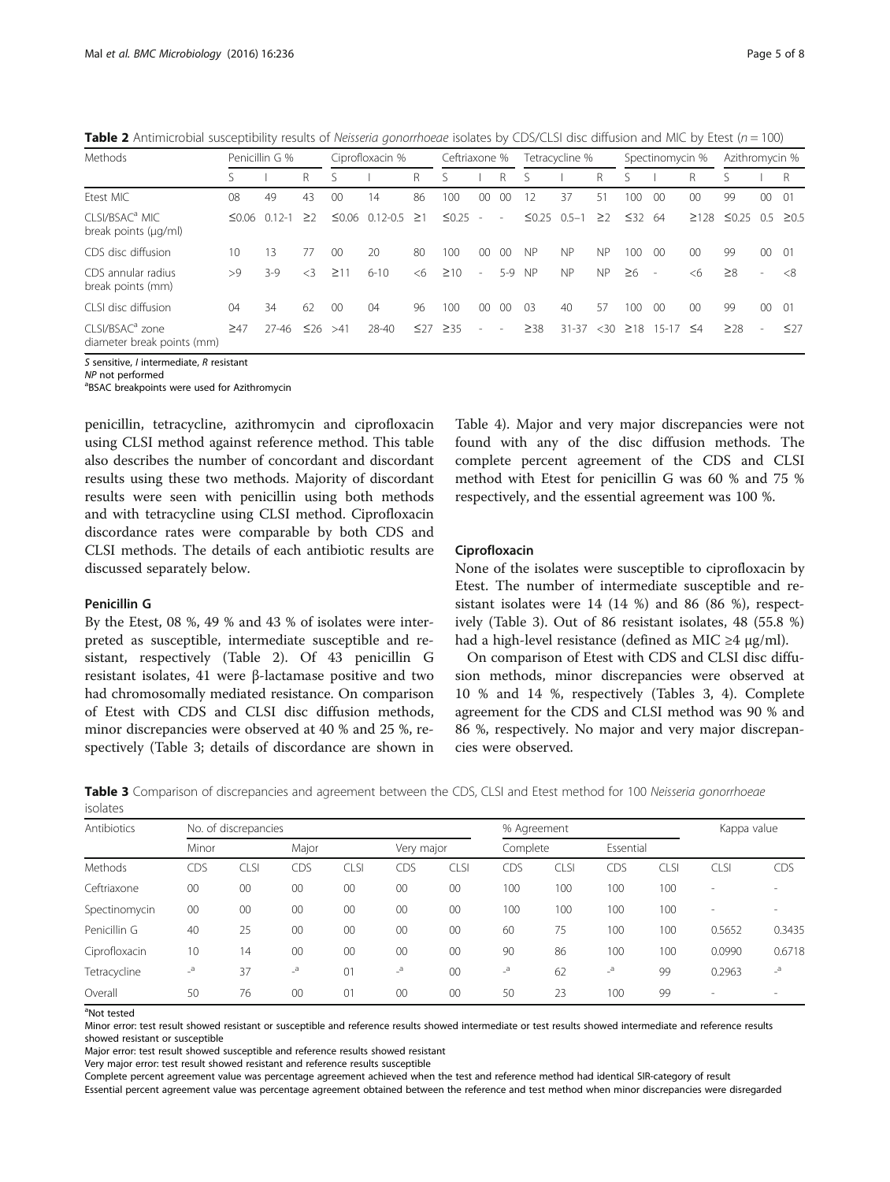**Table 2** Antimicrobial susceptibility results of *Neisseria gonorrhoeae* isolates by CDS/CLSI disc diffusion and MIC by Etest (*n* = 100)

| Methods | Penicillin G % | | | Ciprofloxacin % | | | Ceftriaxone % | | | Tetracycline % | | | Spectinomycin % | | | Azithromycin % | | |
|---|---|---|---|---|---|---|---|---|---|---|---|---|---|---|---|---|---|---|
| | S | I | R | S | I | R | S | I | R | S | I | R | S | I | R | S | I | R |
| Etest MIC | 08 | 49 | 43 | 00 | 14 | 86 | 100 | 00 | 00 | 12 | 37 | 51 | 100 | 00 | 00 | 99 | 00 | 01 |
| CLSI/BSAC[a] MIC break points (μg/ml) | ≤0.06 | 0.12-1 | ≥2 | ≤0.06 | 0.12-0.5 | ≥1 | ≤0.25 | - | - | ≤0.25 | 0.5–1 | ≥2 | ≤32 | 64 | ≥128 | ≤0.25 | 0.5 | ≥0.5 |
| CDS disc diffusion | 10 | 13 | 77 | 00 | 20 | 80 | 100 | 00 | 00 | NP | NP | NP | 100 | 00 | 00 | 99 | 00 | 01 |
| CDS annular radius break points (mm) | >9 | 3-9 | <3 | ≥11 | 6-10 | <6 | ≥10 | - | 5-9 | NP | NP | NP | ≥6 | - | <6 | ≥8 | - | <8 |
| CLSI disc diffusion | 04 | 34 | 62 | 00 | 04 | 96 | 100 | 00 | 00 | 03 | 40 | 57 | 100 | 00 | 00 | 99 | 00 | 01 |
| CLSI/BSAC[a] zone diameter break points (mm) | ≥47 | 27-46 | ≤26 | >41 | 28-40 | ≤27 | ≥35 | - | - | ≥38 | 31-37 | <30 | ≥18 | 15-17 | ≤4 | ≥28 | - | ≤27 |

*S* sensitive, *I* intermediate, *R* resistant
*NP* not performed
[a]BSAC breakpoints were used for Azithromycin

penicillin, tetracycline, azithromycin and ciprofloxacin using CLSI method against reference method. This table also describes the number of concordant and discordant results using these two methods. Majority of discordant results were seen with penicillin using both methods and with tetracycline using CLSI method. Ciprofloxacin discordance rates were comparable by both CDS and CLSI methods. The details of each antibiotic results are discussed separately below.

#### Penicillin G

By the Etest, 08 %, 49 % and 43 % of isolates were interpreted as susceptible, intermediate susceptible and resistant, respectively (Table 2). Of 43 penicillin G resistant isolates, 41 were β-lactamase positive and two had chromosomally mediated resistance. On comparison of Etest with CDS and CLSI disc diffusion methods, minor discrepancies were observed at 40 % and 25 %, respectively (Table 3; details of discordance are shown in Table 4). Major and very major discrepancies were not found with any of the disc diffusion methods. The complete percent agreement of the CDS and CLSI method with Etest for penicillin G was 60 % and 75 % respectively, and the essential agreement was 100 %.

#### Ciprofloxacin

None of the isolates were susceptible to ciprofloxacin by Etest. The number of intermediate susceptible and resistant isolates were 14 (14 %) and 86 (86 %), respectively (Table 3). Out of 86 resistant isolates, 48 (55.8 %) had a high-level resistance (defined as MIC ≥4 μg/ml).

On comparison of Etest with CDS and CLSI disc diffusion methods, minor discrepancies were observed at 10 % and 14 %, respectively (Tables 3, 4). Complete agreement for the CDS and CLSI method was 90 % and 86 %, respectively. No major and very major discrepancies were observed.

**Table 3** Comparison of discrepancies and agreement between the CDS, CLSI and Etest method for 100 *Neisseria gonorrhoeae* isolates

| Antibiotics | No. of discrepancies | | | | | | % Agreement | | | | Kappa value | |
|---|---|---|---|---|---|---|---|---|---|---|---|---|
| | Minor | | Major | | Very major | | Complete | | Essential | | | |
| Methods | CDS | CLSI | CDS | CLSI | CDS | CLSI | CDS | CLSI | CDS | CLSI | CLSI | CDS |
| Ceftriaxone | 00 | 00 | 00 | 00 | 00 | 00 | 100 | 100 | 100 | 100 | - | - |
| Spectinomycin | 00 | 00 | 00 | 00 | 00 | 00 | 100 | 100 | 100 | 100 | - | - |
| Penicillin G | 40 | 25 | 00 | 00 | 00 | 00 | 60 | 75 | 100 | 100 | 0.5652 | 0.3435 |
| Ciprofloxacin | 10 | 14 | 00 | 00 | 00 | 00 | 90 | 86 | 100 | 100 | 0.0990 | 0.6718 |
| Tetracycline | -[a] | 37 | -[a] | 01 | -[a] | 00 | -[a] | 62 | -[a] | 99 | 0.2963 | -[a] |
| Overall | 50 | 76 | 00 | 01 | 00 | 00 | 50 | 23 | 100 | 99 | - | - |

[a]Not tested
Minor error: test result showed resistant or susceptible and reference results showed intermediate or test results showed intermediate and reference results showed resistant or susceptible
Major error: test result showed susceptible and reference results showed resistant
Very major error: test result showed resistant and reference results susceptible
Complete percent agreement value was percentage agreement achieved when the test and reference method had identical SIR-category of result
Essential percent agreement value was percentage agreement obtained between the reference and test method when minor discrepancies were disregarded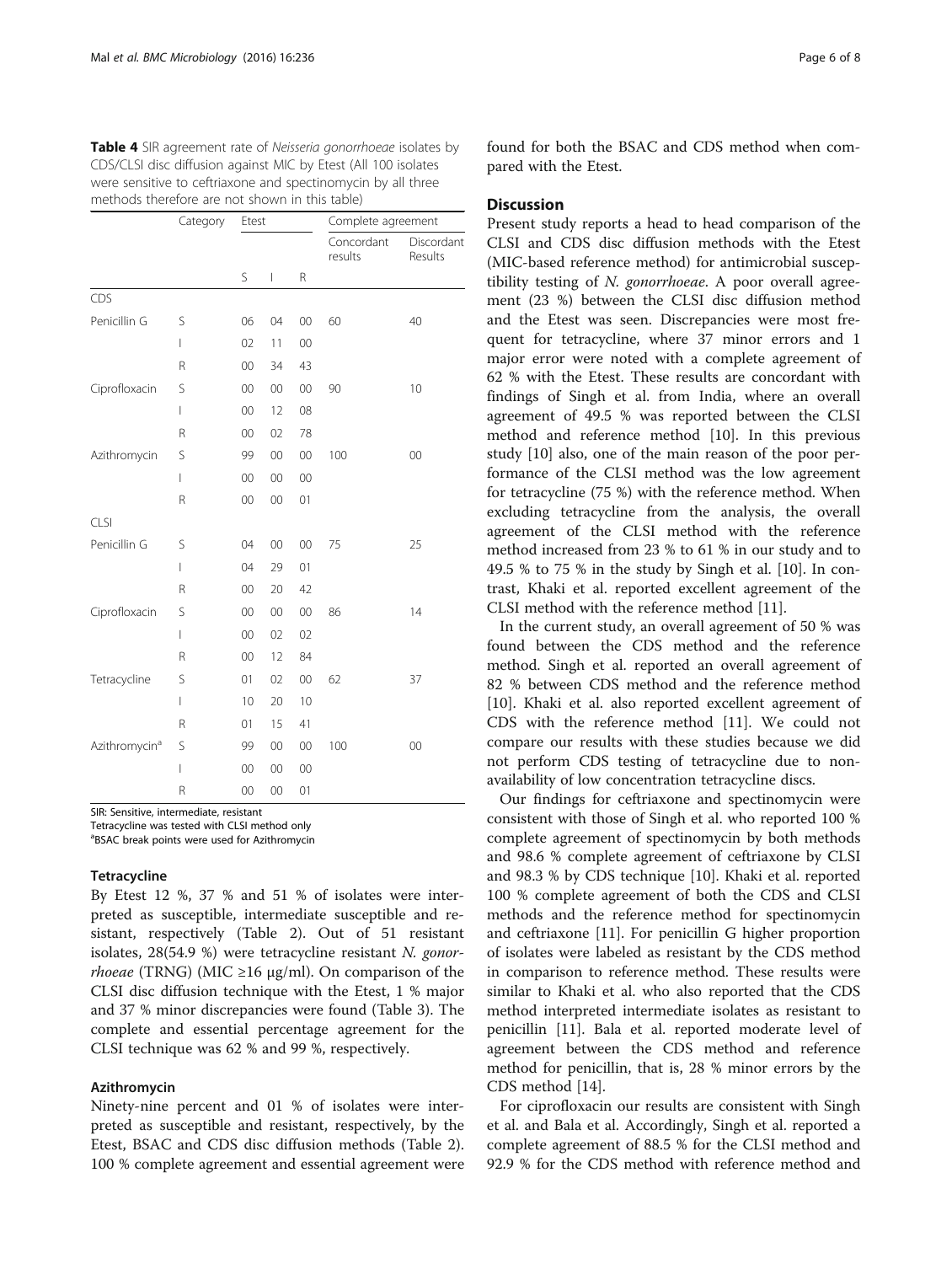**Table 4** SIR agreement rate of *Neisseria gonorrhoeae* isolates by CDS/CLSI disc diffusion against MIC by Etest (All 100 isolates were sensitive to ceftriaxone and spectinomycin by all three methods therefore are not shown in this table)

| | Category | Etest | | | Complete agreement | |
|---|---|---|---|---|---|---|
| | | | | | Concordant results | Discordant Results |
| | | S | I | R | | |
| CDS | | | | | | |
| Penicillin G | S | 06 | 04 | 00 | 60 | 40 |
| | I | 02 | 11 | 00 | | |
| | R | 00 | 34 | 43 | | |
| Ciprofloxacin | S | 00 | 00 | 00 | 90 | 10 |
| | I | 00 | 12 | 08 | | |
| | R | 00 | 02 | 78 | | |
| Azithromycin | S | 99 | 00 | 00 | 100 | 00 |
| | I | 00 | 00 | 00 | | |
| | R | 00 | 00 | 01 | | |
| CLSI | | | | | | |
| Penicillin G | S | 04 | 00 | 00 | 75 | 25 |
| | I | 04 | 29 | 01 | | |
| | R | 00 | 20 | 42 | | |
| Ciprofloxacin | S | 00 | 00 | 00 | 86 | 14 |
| | I | 00 | 02 | 02 | | |
| | R | 00 | 12 | 84 | | |
| Tetracycline | S | 01 | 02 | 00 | 62 | 37 |
| | I | 10 | 20 | 10 | | |
| | R | 01 | 15 | 41 | | |
| Azithromycin[a] | S | 99 | 00 | 00 | 100 | 00 |
| | I | 00 | 00 | 00 | | |
| | R | 00 | 00 | 01 | | |

SIR: Sensitive, intermediate, resistant

Tetracycline was tested with CLSI method only

[a]BSAC break points were used for Azithromycin

#### Tetracycline

By Etest 12 %, 37 % and 51 % of isolates were interpreted as susceptible, intermediate susceptible and resistant, respectively (Table 2). Out of 51 resistant isolates, 28(54.9 %) were tetracycline resistant *N. gonorrhoeae* (TRNG) (MIC ≥16 μg/ml). On comparison of the CLSI disc diffusion technique with the Etest, 1 % major and 37 % minor discrepancies were found (Table 3). The complete and essential percentage agreement for the CLSI technique was 62 % and 99 %, respectively.

#### Azithromycin

Ninety-nine percent and 01 % of isolates were interpreted as susceptible and resistant, respectively, by the Etest, BSAC and CDS disc diffusion methods (Table 2). 100 % complete agreement and essential agreement were found for both the BSAC and CDS method when compared with the Etest.

## Discussion

Present study reports a head to head comparison of the CLSI and CDS disc diffusion methods with the Etest (MIC-based reference method) for antimicrobial susceptibility testing of *N. gonorrhoeae*. A poor overall agreement (23 %) between the CLSI disc diffusion method and the Etest was seen. Discrepancies were most frequent for tetracycline, where 37 minor errors and 1 major error were noted with a complete agreement of 62 % with the Etest. These results are concordant with findings of Singh et al. from India, where an overall agreement of 49.5 % was reported between the CLSI method and reference method [10]. In this previous study [10] also, one of the main reason of the poor performance of the CLSI method was the low agreement for tetracycline (75 %) with the reference method. When excluding tetracycline from the analysis, the overall agreement of the CLSI method with the reference method increased from 23 % to 61 % in our study and to 49.5 % to 75 % in the study by Singh et al. [10]. In contrast, Khaki et al. reported excellent agreement of the CLSI method with the reference method [11].

In the current study, an overall agreement of 50 % was found between the CDS method and the reference method. Singh et al. reported an overall agreement of 82 % between CDS method and the reference method [10]. Khaki et al. also reported excellent agreement of CDS with the reference method [11]. We could not compare our results with these studies because we did not perform CDS testing of tetracycline due to non-availability of low concentration tetracycline discs.

Our findings for ceftriaxone and spectinomycin were consistent with those of Singh et al. who reported 100 % complete agreement of spectinomycin by both methods and 98.6 % complete agreement of ceftriaxone by CLSI and 98.3 % by CDS technique [10]. Khaki et al. reported 100 % complete agreement of both the CDS and CLSI methods and the reference method for spectinomycin and ceftriaxone [11]. For penicillin G higher proportion of isolates were labeled as resistant by the CDS method in comparison to reference method. These results were similar to Khaki et al. who also reported that the CDS method interpreted intermediate isolates as resistant to penicillin [11]. Bala et al. reported moderate level of agreement between the CDS method and reference method for penicillin, that is, 28 % minor errors by the CDS method [14].

For ciprofloxacin our results are consistent with Singh et al. and Bala et al. Accordingly, Singh et al. reported a complete agreement of 88.5 % for the CLSI method and 92.9 % for the CDS method with reference method and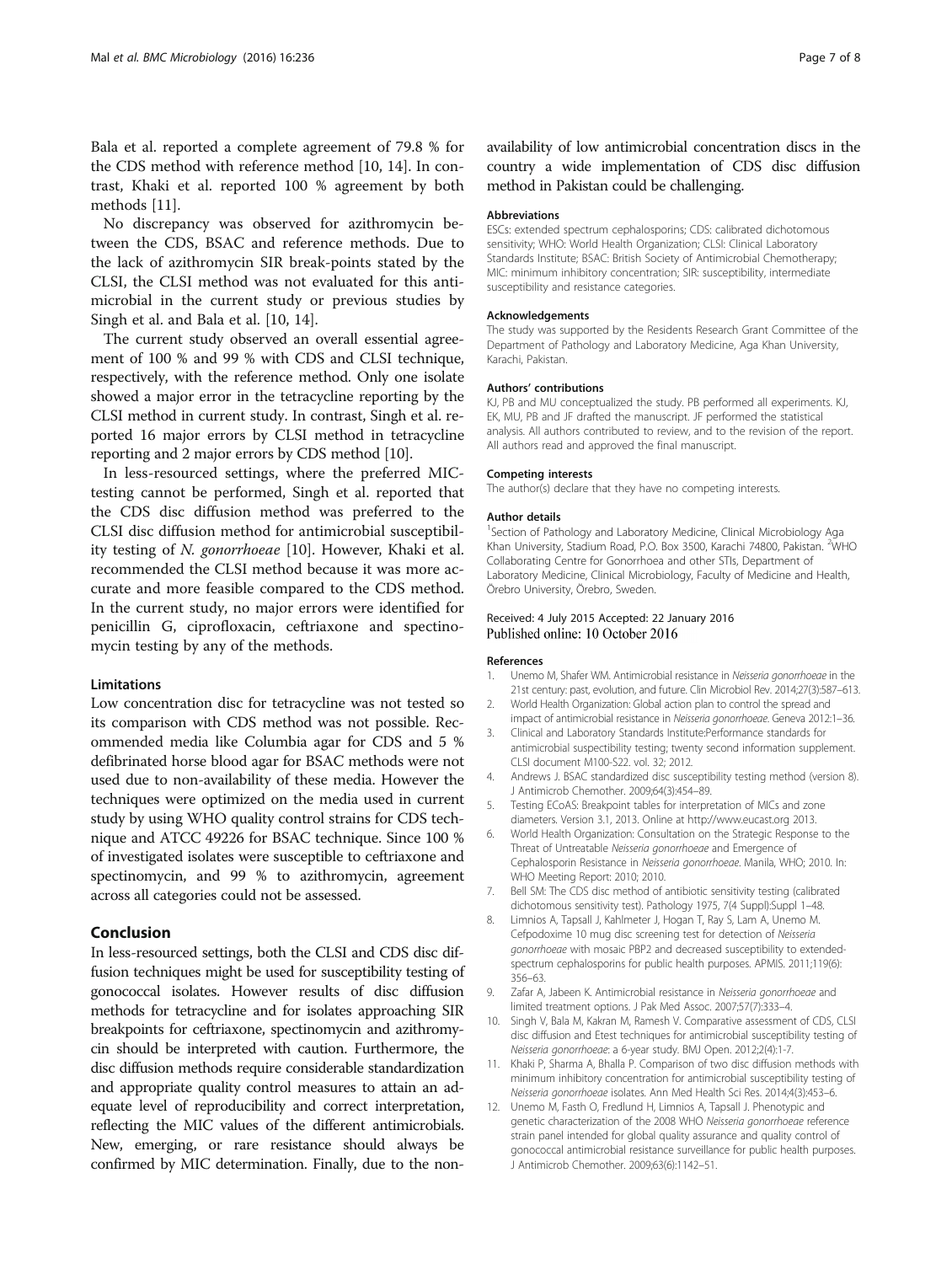Bala et al. reported a complete agreement of 79.8 % for the CDS method with reference method [10, 14]. In contrast, Khaki et al. reported 100 % agreement by both methods [11].

No discrepancy was observed for azithromycin between the CDS, BSAC and reference methods. Due to the lack of azithromycin SIR break-points stated by the CLSI, the CLSI method was not evaluated for this antimicrobial in the current study or previous studies by Singh et al. and Bala et al. [10, 14].

The current study observed an overall essential agreement of 100 % and 99 % with CDS and CLSI technique, respectively, with the reference method. Only one isolate showed a major error in the tetracycline reporting by the CLSI method in current study. In contrast, Singh et al. reported 16 major errors by CLSI method in tetracycline reporting and 2 major errors by CDS method [10].

In less-resourced settings, where the preferred MIC-testing cannot be performed, Singh et al. reported that the CDS disc diffusion method was preferred to the CLSI disc diffusion method for antimicrobial susceptibility testing of *N. gonorrhoeae* [10]. However, Khaki et al. recommended the CLSI method because it was more accurate and more feasible compared to the CDS method. In the current study, no major errors were identified for penicillin G, ciprofloxacin, ceftriaxone and spectinomycin testing by any of the methods.

### Limitations

Low concentration disc for tetracycline was not tested so its comparison with CDS method was not possible. Recommended media like Columbia agar for CDS and 5 % defibrinated horse blood agar for BSAC methods were not used due to non-availability of these media. However the techniques were optimized on the media used in current study by using WHO quality control strains for CDS technique and ATCC 49226 for BSAC technique. Since 100 % of investigated isolates were susceptible to ceftriaxone and spectinomycin, and 99 % to azithromycin, agreement across all categories could not be assessed.

## Conclusion

In less-resourced settings, both the CLSI and CDS disc diffusion techniques might be used for susceptibility testing of gonococcal isolates. However results of disc diffusion methods for tetracycline and for isolates approaching SIR breakpoints for ceftriaxone, spectinomycin and azithromycin should be interpreted with caution. Furthermore, the disc diffusion methods require considerable standardization and appropriate quality control measures to attain an adequate level of reproducibility and correct interpretation, reflecting the MIC values of the different antimicrobials. New, emerging, or rare resistance should always be confirmed by MIC determination. Finally, due to the non-availability of low antimicrobial concentration discs in the country a wide implementation of CDS disc diffusion method in Pakistan could be challenging.

#### Abbreviations

ESCs: extended spectrum cephalosporins; CDS: calibrated dichotomous sensitivity; WHO: World Health Organization; CLSI: Clinical Laboratory Standards Institute; BSAC: British Society of Antimicrobial Chemotherapy; MIC: minimum inhibitory concentration; SIR: susceptibility, intermediate susceptibility and resistance categories.

#### Acknowledgements

The study was supported by the Residents Research Grant Committee of the Department of Pathology and Laboratory Medicine, Aga Khan University, Karachi, Pakistan.

#### Authors' contributions

KJ, PB and MU conceptualized the study. PB performed all experiments. KJ, EK, MU, PB and JF drafted the manuscript. JF performed the statistical analysis. All authors contributed to review, and to the revision of the report. All authors read and approved the final manuscript.

#### Competing interests

The author(s) declare that they have no competing interests.

#### Author details

[1]Section of Pathology and Laboratory Medicine, Clinical Microbiology Aga Khan University, Stadium Road, P.O. Box 3500, Karachi 74800, Pakistan. [2]WHO Collaborating Centre for Gonorrhoea and other STIs, Department of Laboratory Medicine, Clinical Microbiology, Faculty of Medicine and Health, Örebro University, Örebro, Sweden.

Received: 4 July 2015 Accepted: 22 January 2016
Published online: 10 October 2016

#### References

1. Unemo M, Shafer WM. Antimicrobial resistance in *Neisseria gonorrhoeae* in the 21st century: past, evolution, and future. Clin Microbiol Rev. 2014;27(3):587–613.
2. World Health Organization: Global action plan to control the spread and impact of antimicrobial resistance in *Neisseria gonorrhoeae*. Geneva 2012:1–36.
3. Clinical and Laboratory Standards Institute:Performance standards for antimicrobial suspectibility testing; twenty second information supplement. CLSI document M100-S22. vol. 32; 2012.
4. Andrews J. BSAC standardized disc susceptibility testing method (version 8). J Antimicrob Chemother. 2009;64(3):454–89.
5. Testing ECoAS: Breakpoint tables for interpretation of MICs and zone diameters. Version 3.1, 2013. Online at http://www.eucast.org 2013.
6. World Health Organization: Consultation on the Strategic Response to the Threat of Untreatable *Neisseria gonorrhoeae* and Emergence of Cephalosporin Resistance in *Neisseria gonorrhoeae*. Manila, WHO; 2010. In: WHO Meeting Report: 2010; 2010.
7. Bell SM: The CDS disc method of antibiotic sensitivity testing (calibrated dichotomous sensitivity test). Pathology 1975, 7(4 Suppl):Suppl 1–48.
8. Limnios A, Tapsall J, Kahlmeter J, Hogan T, Ray S, Lam A, Unemo M. Cefpodoxime 10 mug disc screening test for detection of *Neisseria gonorrhoeae* with mosaic PBP2 and decreased susceptibility to extended-spectrum cephalosporins for public health purposes. APMIS. 2011;119(6): 356–63.
9. Zafar A, Jabeen K. Antimicrobial resistance in *Neisseria gonorrhoeae* and limited treatment options. J Pak Med Assoc. 2007;57(7):333–4.
10. Singh V, Bala M, Kakran M, Ramesh V. Comparative assessment of CDS, CLSI disc diffusion and Etest techniques for antimicrobial susceptibility testing of *Neisseria gonorrhoeae*: a 6-year study. BMJ Open. 2012;2(4):1-7.
11. Khaki P, Sharma A, Bhalla P. Comparison of two disc diffusion methods with minimum inhibitory concentration for antimicrobial susceptibility testing of *Neisseria gonorrhoeae* isolates. Ann Med Health Sci Res. 2014;4(3):453–6.
12. Unemo M, Fasth O, Fredlund H, Limnios A, Tapsall J. Phenotypic and genetic characterization of the 2008 WHO *Neisseria gonorrhoeae* reference strain panel intended for global quality assurance and quality control of gonococcal antimicrobial resistance surveillance for public health purposes. J Antimicrob Chemother. 2009;63(6):1142–51.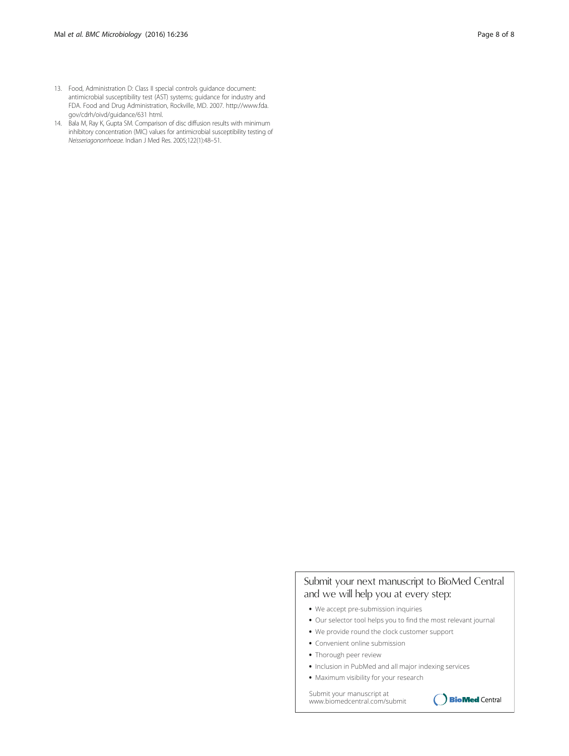13. Food, Administration D: Class II special controls guidance document: antimicrobial susceptibility test (AST) systems; guidance for industry and FDA. Food and Drug Administration, Rockville, MD. 2007. http://www.fda.gov/cdrh/oivd/guidance/631 html.
14. Bala M, Ray K, Gupta SM. Comparison of disc diffusion results with minimum inhibitory concentration (MIC) values for antimicrobial susceptibility testing of *Neisseriagonorrhoeae*. Indian J Med Res. 2005;122(1):48–51.

Submit your next manuscript to BioMed Central and we will help you at every step:

- We accept pre-submission inquiries
- Our selector tool helps you to find the most relevant journal
- We provide round the clock customer support
- Convenient online submission
- Thorough peer review
- Inclusion in PubMed and all major indexing services
- Maximum visibility for your research

Submit your manuscript at
www.biomedcentral.com/submit

BioMed Central